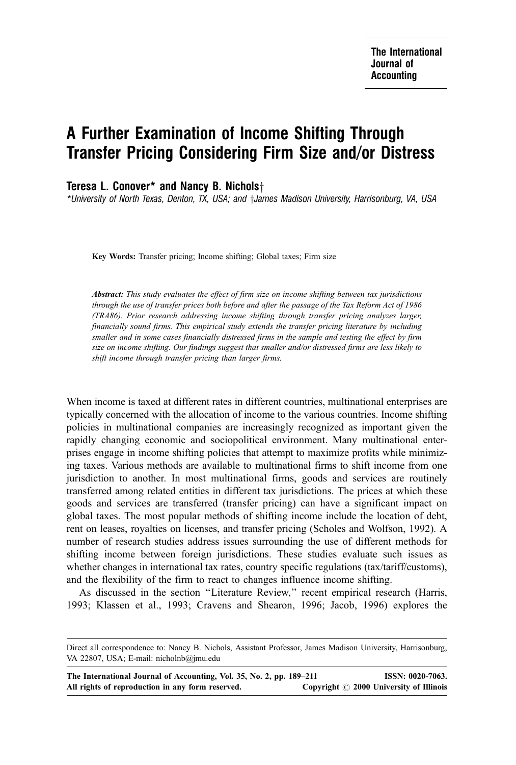# A Further Examination of Income Shifting Through Transfer Pricing Considering Firm Size and/or Distress

**Teresa L. Conover\* and Nancy B. Nichols†**

*\*University of North Texas, Denton, TX, USA; and †James Madison University, Harrisonburg, VA, USA*

**Key Words:** Transfer pricing; Income shifting; Global taxes; Firm size

***Abstract:*** *This study evaluates the effect of firm size on income shifting between tax jurisdictions through the use of transfer prices both before and after the passage of the Tax Reform Act of 1986 (TRA86). Prior research addressing income shifting through transfer pricing analyzes larger, financially sound firms. This empirical study extends the transfer pricing literature by including smaller and in some cases financially distressed firms in the sample and testing the effect by firm size on income shifting. Our findings suggest that smaller and/or distressed firms are less likely to shift income through transfer pricing than larger firms.*

When income is taxed at different rates in different countries, multinational enterprises are typically concerned with the allocation of income to the various countries. Income shifting policies in multinational companies are increasingly recognized as important given the rapidly changing economic and sociopolitical environment. Many multinational enterprises engage in income shifting policies that attempt to maximize profits while minimizing taxes. Various methods are available to multinational firms to shift income from one jurisdiction to another. In most multinational firms, goods and services are routinely transferred among related entities in different tax jurisdictions. The prices at which these goods and services are transferred (transfer pricing) can have a significant impact on global taxes. The most popular methods of shifting income include the location of debt, rent on leases, royalties on licenses, and transfer pricing (Scholes and Wolfson, 1992). A number of research studies address issues surrounding the use of different methods for shifting income between foreign jurisdictions. These studies evaluate such issues as whether changes in international tax rates, country specific regulations (tax/tariff/customs), and the flexibility of the firm to react to changes influence income shifting.

As discussed in the section "Literature Review," recent empirical research (Harris, 1993; Klassen et al., 1993; Cravens and Shearon, 1996; Jacob, 1996) explores the

---

Direct all correspondence to: Nancy B. Nichols, Assistant Professor, James Madison University, Harrisonburg, VA 22807, USA; E-mail: nicholnb@jmu.edu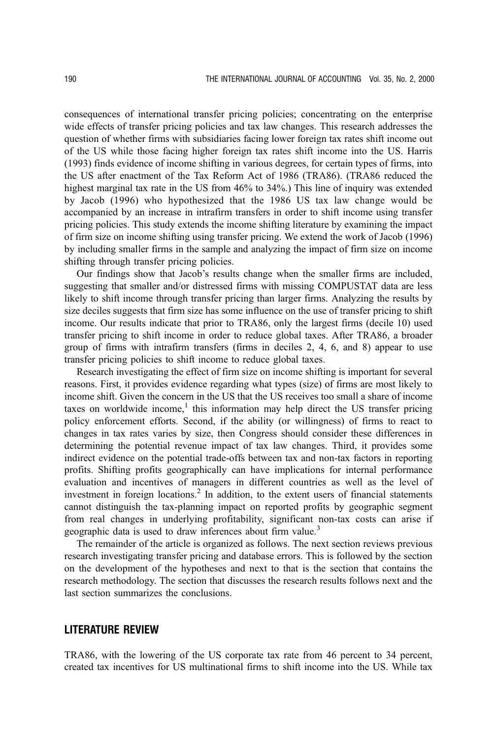consequences of international transfer pricing policies; concentrating on the enterprise wide effects of transfer pricing policies and tax law changes. This research addresses the question of whether firms with subsidiaries facing lower foreign tax rates shift income out of the US while those facing higher foreign tax rates shift income into the US. Harris (1993) finds evidence of income shifting in various degrees, for certain types of firms, into the US after enactment of the Tax Reform Act of 1986 (TRA86). (TRA86 reduced the highest marginal tax rate in the US from 46% to 34%.) This line of inquiry was extended by Jacob (1996) who hypothesized that the 1986 US tax law change would be accompanied by an increase in intrafirm transfers in order to shift income using transfer pricing policies. This study extends the income shifting literature by examining the impact of firm size on income shifting using transfer pricing. We extend the work of Jacob (1996) by including smaller firms in the sample and analyzing the impact of firm size on income shifting through transfer pricing policies.

Our findings show that Jacob's results change when the smaller firms are included, suggesting that smaller and/or distressed firms with missing COMPUSTAT data are less likely to shift income through transfer pricing than larger firms. Analyzing the results by size deciles suggests that firm size has some influence on the use of transfer pricing to shift income. Our results indicate that prior to TRA86, only the largest firms (decile 10) used transfer pricing to shift income in order to reduce global taxes. After TRA86, a broader group of firms with intrafirm transfers (firms in deciles 2, 4, 6, and 8) appear to use transfer pricing policies to shift income to reduce global taxes.

Research investigating the effect of firm size on income shifting is important for several reasons. First, it provides evidence regarding what types (size) of firms are most likely to income shift. Given the concern in the US that the US receives too small a share of income taxes on worldwide income,[1] this information may help direct the US transfer pricing policy enforcement efforts. Second, if the ability (or willingness) of firms to react to changes in tax rates varies by size, then Congress should consider these differences in determining the potential revenue impact of tax law changes. Third, it provides some indirect evidence on the potential trade-offs between tax and non-tax factors in reporting profits. Shifting profits geographically can have implications for internal performance evaluation and incentives of managers in different countries as well as the level of investment in foreign locations.[2] In addition, to the extent users of financial statements cannot distinguish the tax-planning impact on reported profits by geographic segment from real changes in underlying profitability, significant non-tax costs can arise if geographic data is used to draw inferences about firm value.[3]

The remainder of the article is organized as follows. The next section reviews previous research investigating transfer pricing and database errors. This is followed by the section on the development of the hypotheses and next to that is the section that contains the research methodology. The section that discusses the research results follows next and the last section summarizes the conclusions.

## LITERATURE REVIEW

TRA86, with the lowering of the US corporate tax rate from 46 percent to 34 percent, created tax incentives for US multinational firms to shift income into the US. While tax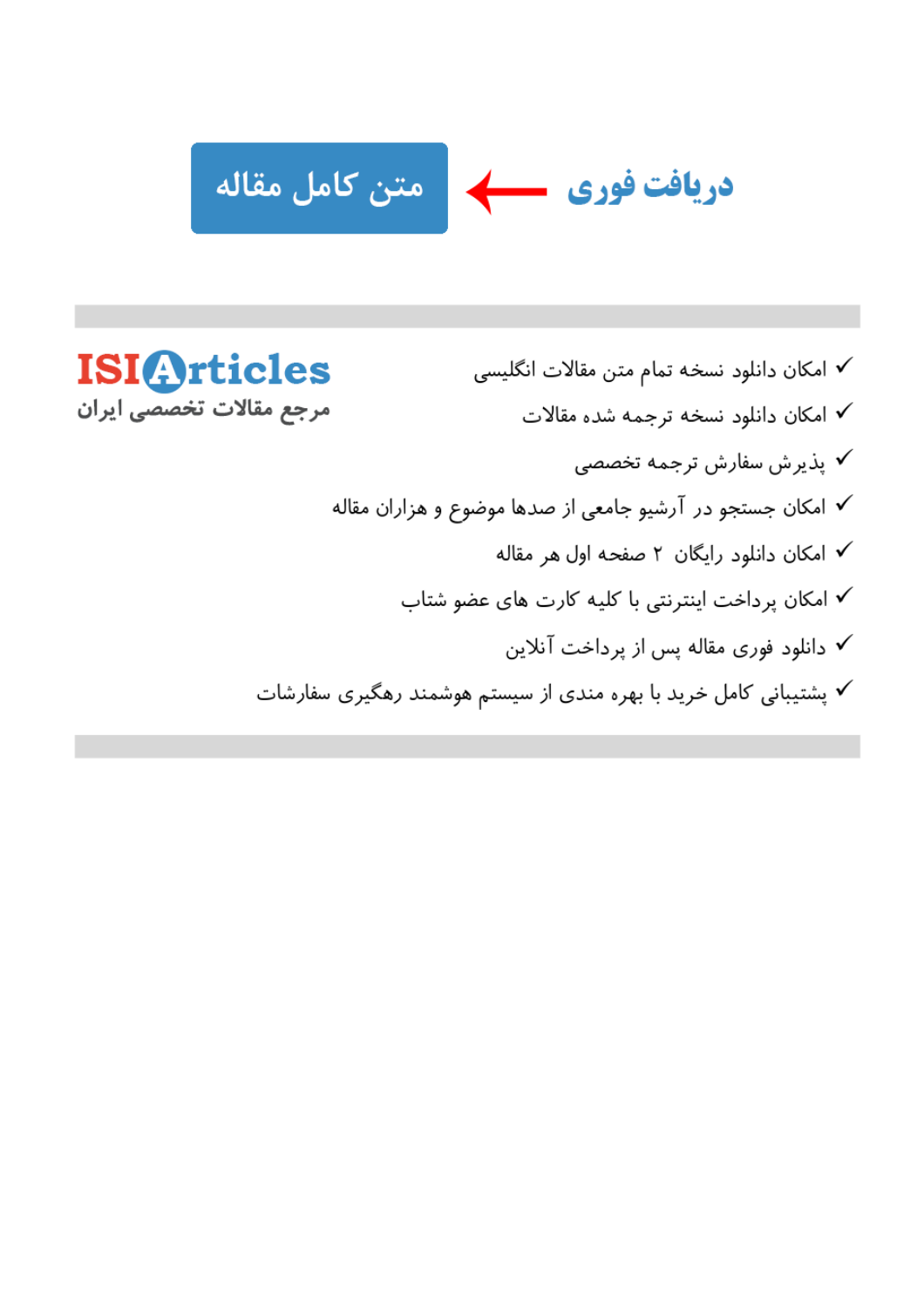دریافت فوری ← متن کامل مقاله

**ISIArticles**
مرجع مقالات تخصصی ایران

- ✓ امکان دانلود نسخه تمام متن مقالات انگلیسی
- ✓ امکان دانلود نسخه ترجمه شده مقالات
- ✓ پذیرش سفارش ترجمه تخصصی
- ✓ امکان جستجو در آرشیو جامعی از صدها موضوع و هزاران مقاله
- ✓ امکان دانلود رایگان ۲ صفحه اول هر مقاله
- ✓ امکان پرداخت اینترنتی با کلیه کارت های عضو شتاب
- ✓ دانلود فوری مقاله پس از پرداخت آنلاین
- ✓ پشتیبانی کامل خرید با بهره مندی از سیستم هوشمند رهگیری سفارشات